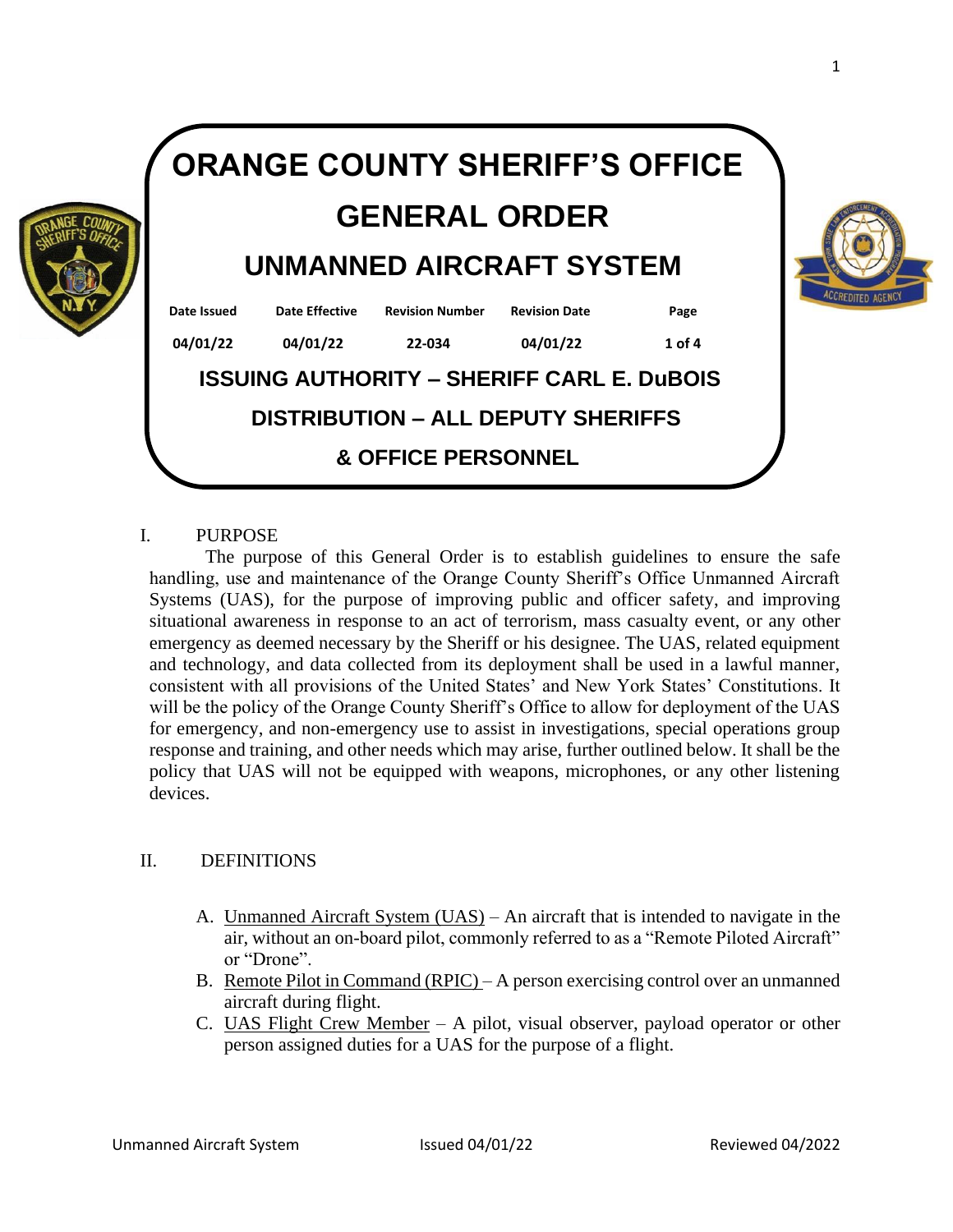# ORANGE COUNTY SHERIFF'S OFFICE

# GENERAL ORDER

## UNMANNED AIRCRAFT SYSTEM

| Date Issued | Date Effective | Revision Number | Revision Date | Page |
|---|---|---|---|---|
| 04/01/22 | 04/01/22 | 22-034 | 04/01/22 | 1 of 4 |

**ISSUING AUTHORITY – SHERIFF CARL E. DuBOIS**

**DISTRIBUTION – ALL DEPUTY SHERIFFS & OFFICE PERSONNEL**

## I. PURPOSE

The purpose of this General Order is to establish guidelines to ensure the safe handling, use and maintenance of the Orange County Sheriff's Office Unmanned Aircraft Systems (UAS), for the purpose of improving public and officer safety, and improving situational awareness in response to an act of terrorism, mass casualty event, or any other emergency as deemed necessary by the Sheriff or his designee. The UAS, related equipment and technology, and data collected from its deployment shall be used in a lawful manner, consistent with all provisions of the United States' and New York States' Constitutions. It will be the policy of the Orange County Sheriff's Office to allow for deployment of the UAS for emergency, and non-emergency use to assist in investigations, special operations group response and training, and other needs which may arise, further outlined below. It shall be the policy that UAS will not be equipped with weapons, microphones, or any other listening devices.

## II. DEFINITIONS

A. Unmanned Aircraft System (UAS) – An aircraft that is intended to navigate in the air, without an on-board pilot, commonly referred to as a "Remote Piloted Aircraft" or "Drone".

B. Remote Pilot in Command (RPIC) – A person exercising control over an unmanned aircraft during flight.

C. UAS Flight Crew Member – A pilot, visual observer, payload operator or other person assigned duties for a UAS for the purpose of a flight.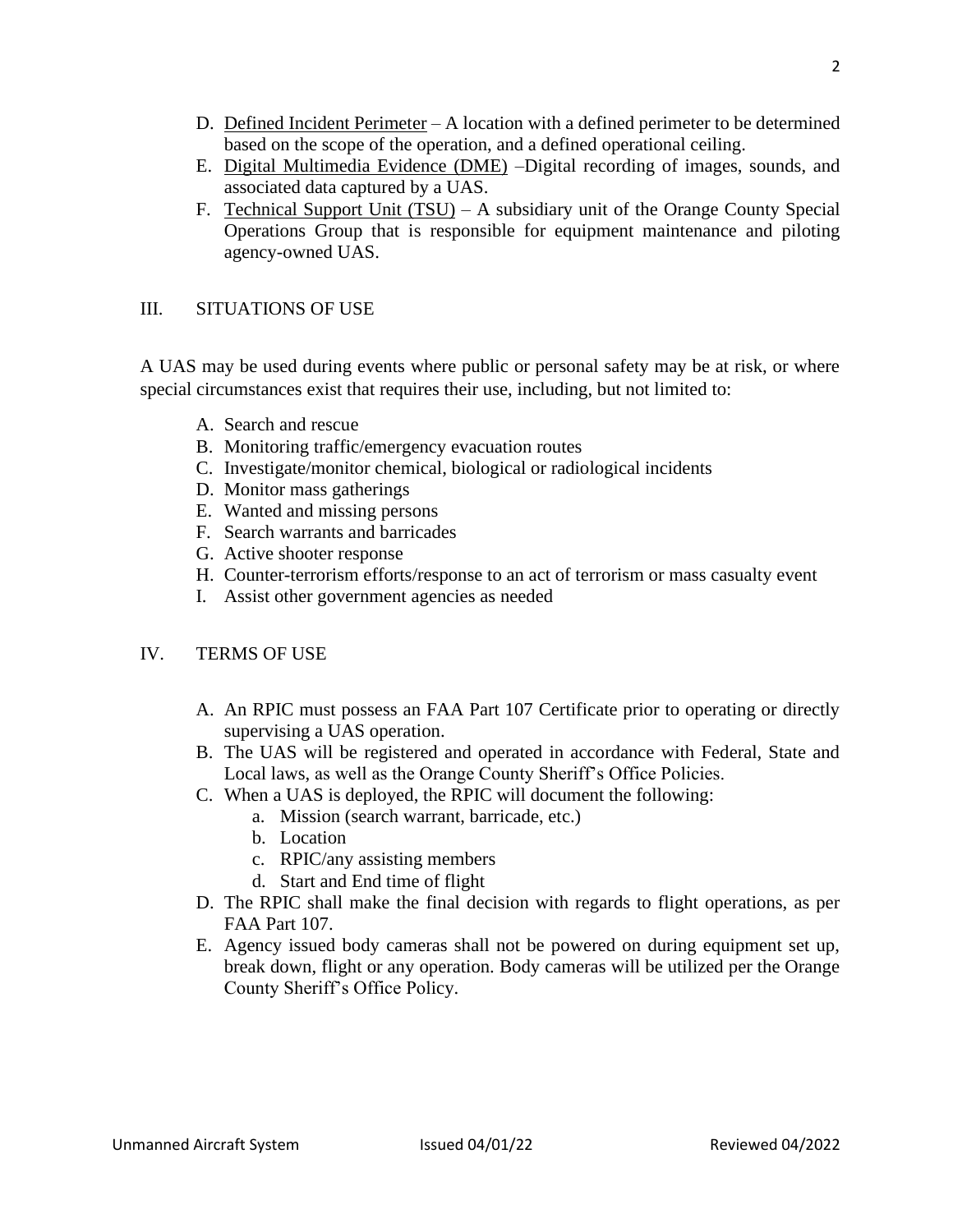D. <u>Defined Incident Perimeter</u> – A location with a defined perimeter to be determined based on the scope of the operation, and a defined operational ceiling.

E. <u>Digital Multimedia Evidence (DME)</u> –Digital recording of images, sounds, and associated data captured by a UAS.

F. <u>Technical Support Unit (TSU)</u> – A subsidiary unit of the Orange County Special Operations Group that is responsible for equipment maintenance and piloting agency-owned UAS.

## III. SITUATIONS OF USE

A UAS may be used during events where public or personal safety may be at risk, or where special circumstances exist that requires their use, including, but not limited to:

A. Search and rescue
B. Monitoring traffic/emergency evacuation routes
C. Investigate/monitor chemical, biological or radiological incidents
D. Monitor mass gatherings
E. Wanted and missing persons
F. Search warrants and barricades
G. Active shooter response
H. Counter-terrorism efforts/response to an act of terrorism or mass casualty event
I. Assist other government agencies as needed

## IV. TERMS OF USE

A. An RPIC must possess an FAA Part 107 Certificate prior to operating or directly supervising a UAS operation.

B. The UAS will be registered and operated in accordance with Federal, State and Local laws, as well as the Orange County Sheriff's Office Policies.

C. When a UAS is deployed, the RPIC will document the following:
   a. Mission (search warrant, barricade, etc.)
   b. Location
   c. RPIC/any assisting members
   d. Start and End time of flight

D. The RPIC shall make the final decision with regards to flight operations, as per FAA Part 107.

E. Agency issued body cameras shall not be powered on during equipment set up, break down, flight or any operation. Body cameras will be utilized per the Orange County Sheriff's Office Policy.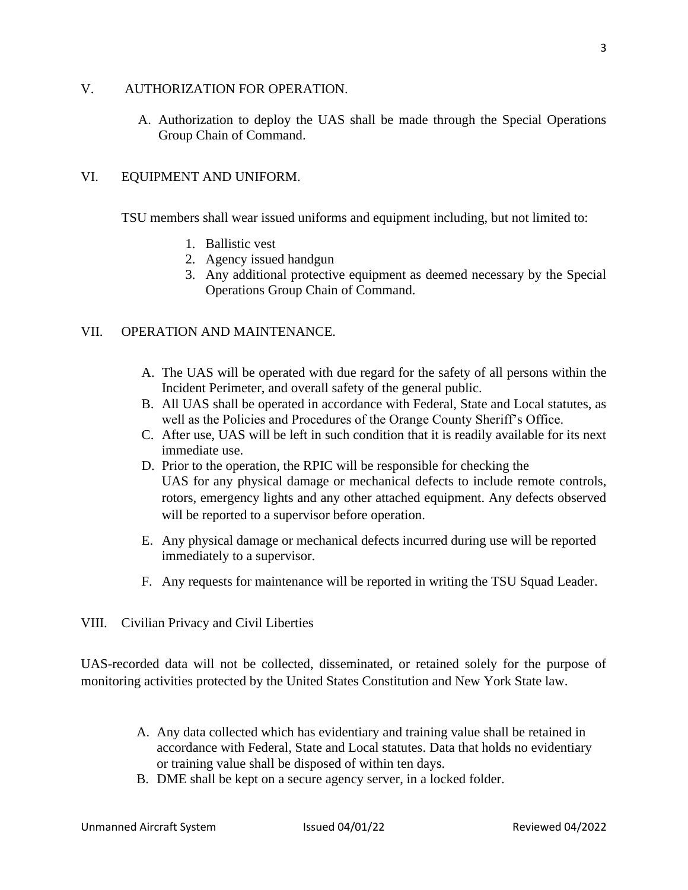## V. AUTHORIZATION FOR OPERATION.

A. Authorization to deploy the UAS shall be made through the Special Operations Group Chain of Command.

## VI. EQUIPMENT AND UNIFORM.

TSU members shall wear issued uniforms and equipment including, but not limited to:

1. Ballistic vest
2. Agency issued handgun
3. Any additional protective equipment as deemed necessary by the Special Operations Group Chain of Command.

## VII. OPERATION AND MAINTENANCE.

A. The UAS will be operated with due regard for the safety of all persons within the Incident Perimeter, and overall safety of the general public.
B. All UAS shall be operated in accordance with Federal, State and Local statutes, as well as the Policies and Procedures of the Orange County Sheriff's Office.
C. After use, UAS will be left in such condition that it is readily available for its next immediate use.
D. Prior to the operation, the RPIC will be responsible for checking the UAS for any physical damage or mechanical defects to include remote controls, rotors, emergency lights and any other attached equipment. Any defects observed will be reported to a supervisor before operation.
E. Any physical damage or mechanical defects incurred during use will be reported immediately to a supervisor.
F. Any requests for maintenance will be reported in writing the TSU Squad Leader.

## VIII. Civilian Privacy and Civil Liberties

UAS-recorded data will not be collected, disseminated, or retained solely for the purpose of monitoring activities protected by the United States Constitution and New York State law.

A. Any data collected which has evidentiary and training value shall be retained in accordance with Federal, State and Local statutes. Data that holds no evidentiary or training value shall be disposed of within ten days.
B. DME shall be kept on a secure agency server, in a locked folder.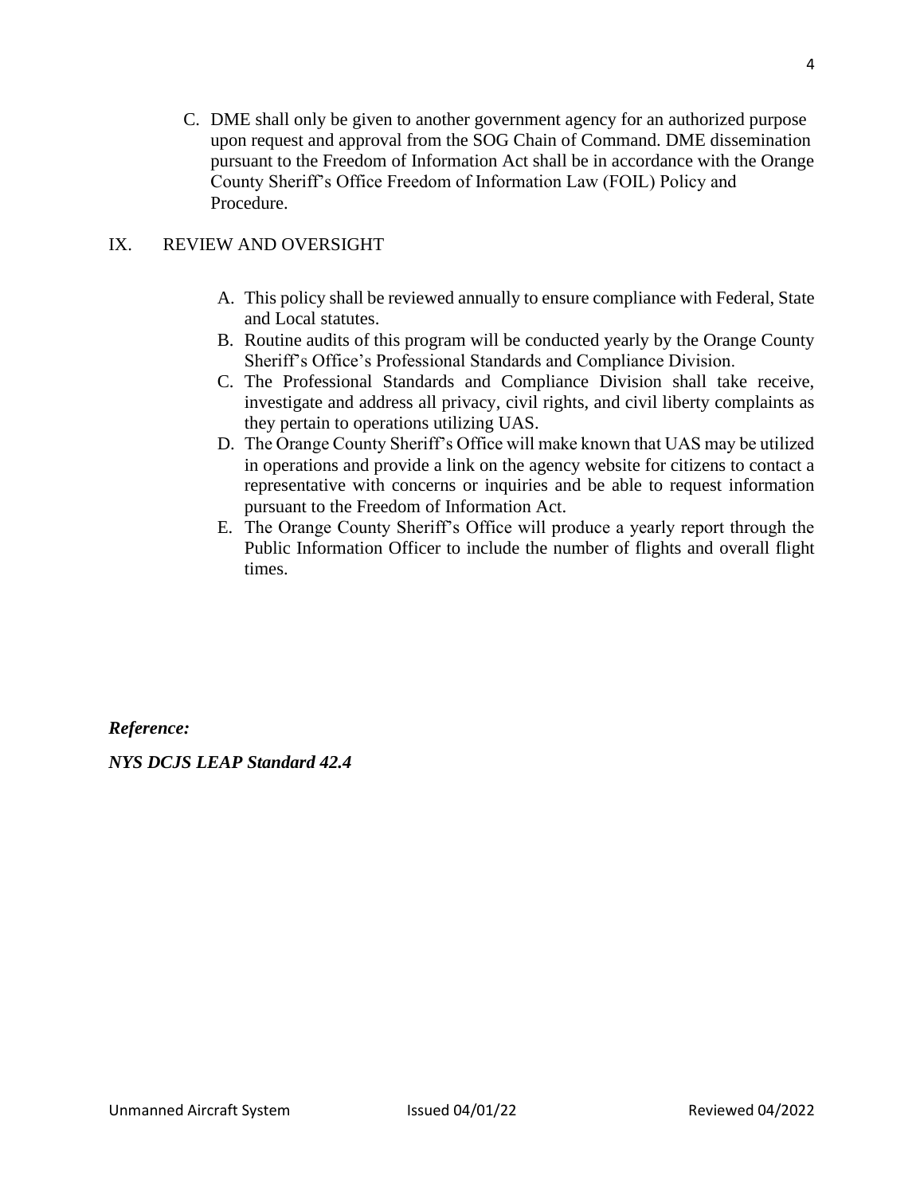C. DME shall only be given to another government agency for an authorized purpose upon request and approval from the SOG Chain of Command. DME dissemination pursuant to the Freedom of Information Act shall be in accordance with the Orange County Sheriff's Office Freedom of Information Law (FOIL) Policy and Procedure.

## IX. REVIEW AND OVERSIGHT

A. This policy shall be reviewed annually to ensure compliance with Federal, State and Local statutes.
B. Routine audits of this program will be conducted yearly by the Orange County Sheriff's Office's Professional Standards and Compliance Division.
C. The Professional Standards and Compliance Division shall take receive, investigate and address all privacy, civil rights, and civil liberty complaints as they pertain to operations utilizing UAS.
D. The Orange County Sheriff's Office will make known that UAS may be utilized in operations and provide a link on the agency website for citizens to contact a representative with concerns or inquiries and be able to request information pursuant to the Freedom of Information Act.
E. The Orange County Sheriff's Office will produce a yearly report through the Public Information Officer to include the number of flights and overall flight times.

***Reference:***

***NYS DCJS LEAP Standard 42.4***